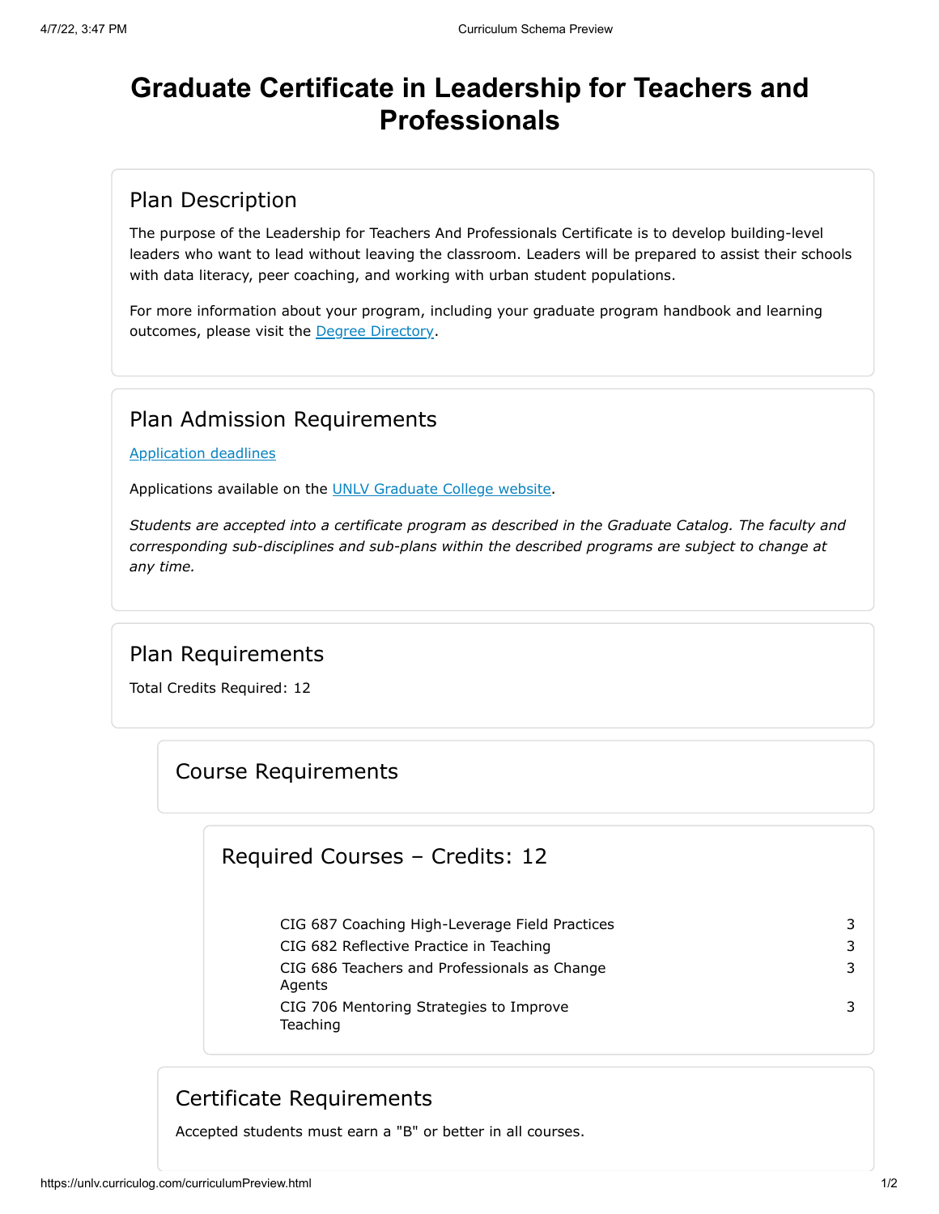# Graduate Certificate in Leadership for Teachers and Professionals

## Plan Description

The purpose of the Leadership for Teachers And Professionals Certificate is to develop building-level leaders who want to lead without leaving the classroom. Leaders will be prepared to assist their schools with data literacy, peer coaching, and working with urban student populations.

For more information about your program, including your graduate program handbook and learning outcomes, please visit the Degree Directory.

## Plan Admission Requirements

Application deadlines

Applications available on the UNLV Graduate College website.

*Students are accepted into a certificate program as described in the Graduate Catalog. The faculty and corresponding sub-disciplines and sub-plans within the described programs are subject to change at any time.*

## Plan Requirements

Total Credits Required: 12

### Course Requirements

#### Required Courses – Credits: 12

| Course | Credits |
| --- | --- |
| CIG 687 Coaching High-Leverage Field Practices | 3 |
| CIG 682 Reflective Practice in Teaching | 3 |
| CIG 686 Teachers and Professionals as Change Agents | 3 |
| CIG 706 Mentoring Strategies to Improve Teaching | 3 |

### Certificate Requirements

Accepted students must earn a "B" or better in all courses.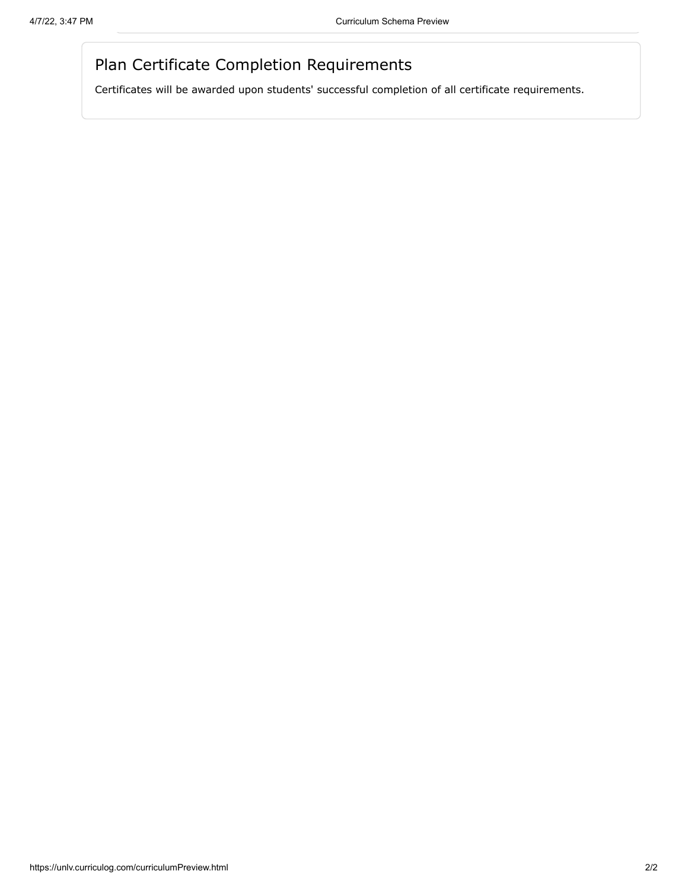## Plan Certificate Completion Requirements

Certificates will be awarded upon students' successful completion of all certificate requirements.